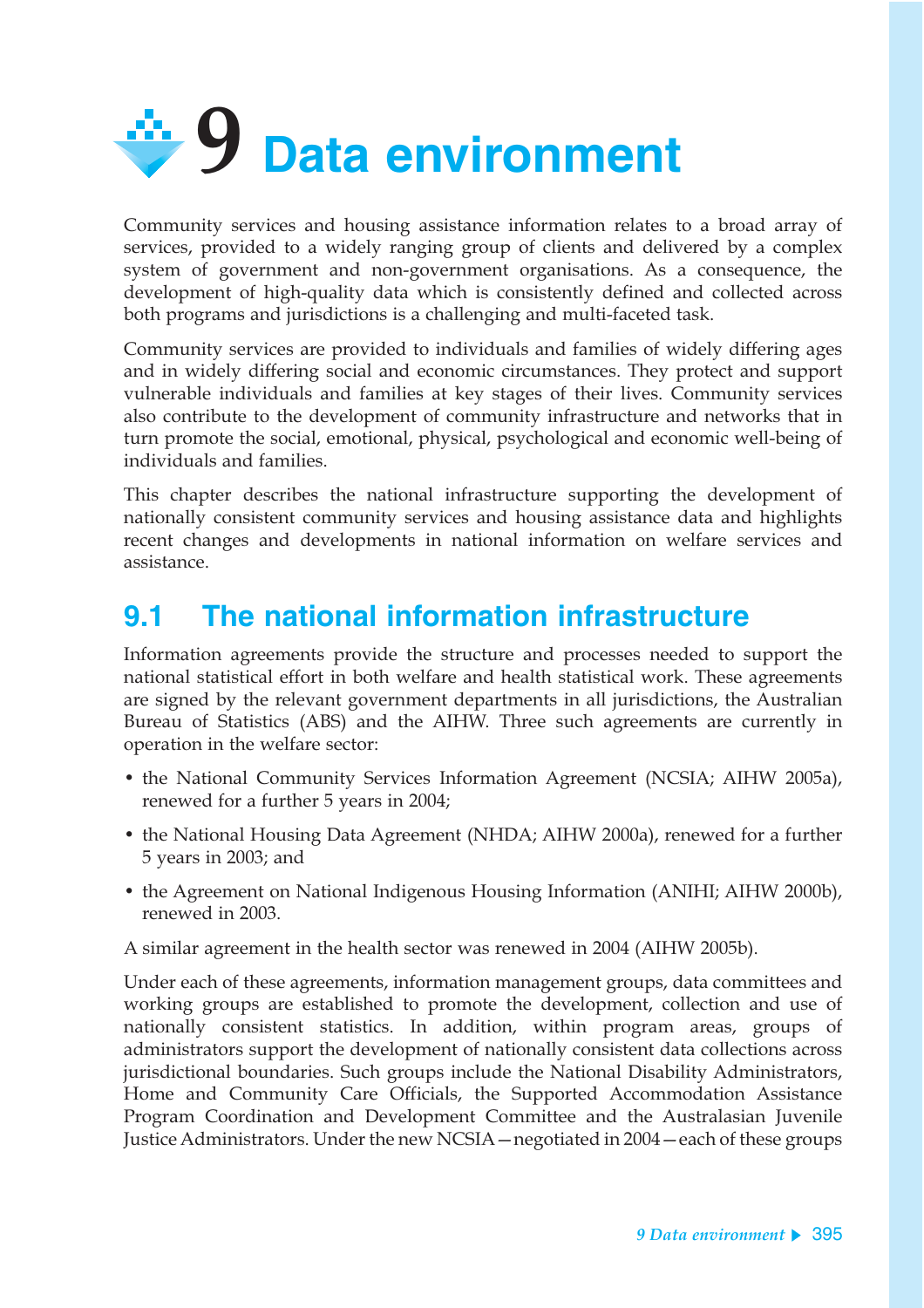# 9 Data environment

Community services and housing assistance information relates to a broad array of services, provided to a widely ranging group of clients and delivered by a complex system of government and non-government organisations. As a consequence, the development of high-quality data which is consistently defined and collected across both programs and jurisdictions is a challenging and multi-faceted task.

Community services are provided to individuals and families of widely differing ages and in widely differing social and economic circumstances. They protect and support vulnerable individuals and families at key stages of their lives. Community services also contribute to the development of community infrastructure and networks that in turn promote the social, emotional, physical, psychological and economic well-being of individuals and families.

This chapter describes the national infrastructure supporting the development of nationally consistent community services and housing assistance data and highlights recent changes and developments in national information on welfare services and assistance.

## 9.1 The national information infrastructure

Information agreements provide the structure and processes needed to support the national statistical effort in both welfare and health statistical work. These agreements are signed by the relevant government departments in all jurisdictions, the Australian Bureau of Statistics (ABS) and the AIHW. Three such agreements are currently in operation in the welfare sector:

- the National Community Services Information Agreement (NCSIA; AIHW 2005a), renewed for a further 5 years in 2004;
- the National Housing Data Agreement (NHDA; AIHW 2000a), renewed for a further 5 years in 2003; and
- the Agreement on National Indigenous Housing Information (ANIHI; AIHW 2000b), renewed in 2003.

A similar agreement in the health sector was renewed in 2004 (AIHW 2005b).

Under each of these agreements, information management groups, data committees and working groups are established to promote the development, collection and use of nationally consistent statistics. In addition, within program areas, groups of administrators support the development of nationally consistent data collections across jurisdictional boundaries. Such groups include the National Disability Administrators, Home and Community Care Officials, the Supported Accommodation Assistance Program Coordination and Development Committee and the Australasian Juvenile Justice Administrators. Under the new NCSIA—negotiated in 2004—each of these groups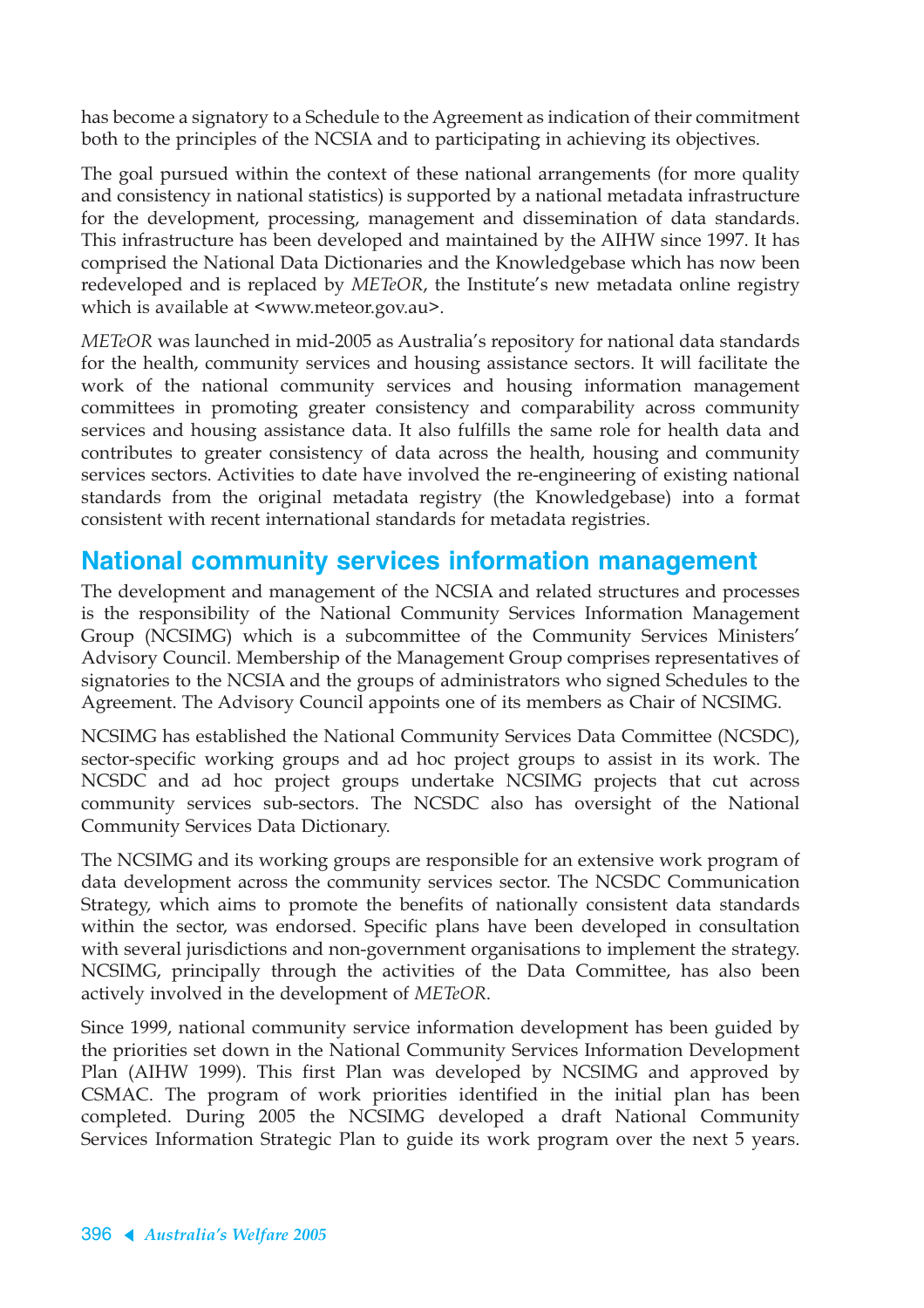has become a signatory to a Schedule to the Agreement as indication of their commitment both to the principles of the NCSIA and to participating in achieving its objectives.

The goal pursued within the context of these national arrangements (for more quality and consistency in national statistics) is supported by a national metadata infrastructure for the development, processing, management and dissemination of data standards. This infrastructure has been developed and maintained by the AIHW since 1997. It has comprised the National Data Dictionaries and the Knowledgebase which has now been redeveloped and is replaced by *METeOR*, the Institute's new metadata online registry which is available at <www.meteor.gov.au>.

*METeOR* was launched in mid-2005 as Australia's repository for national data standards for the health, community services and housing assistance sectors. It will facilitate the work of the national community services and housing information management committees in promoting greater consistency and comparability across community services and housing assistance data. It also fulfills the same role for health data and contributes to greater consistency of data across the health, housing and community services sectors. Activities to date have involved the re-engineering of existing national standards from the original metadata registry (the Knowledgebase) into a format consistent with recent international standards for metadata registries.

## National community services information management

The development and management of the NCSIA and related structures and processes is the responsibility of the National Community Services Information Management Group (NCSIMG) which is a subcommittee of the Community Services Ministers' Advisory Council. Membership of the Management Group comprises representatives of signatories to the NCSIA and the groups of administrators who signed Schedules to the Agreement. The Advisory Council appoints one of its members as Chair of NCSIMG.

NCSIMG has established the National Community Services Data Committee (NCSDC), sector-specific working groups and ad hoc project groups to assist in its work. The NCSDC and ad hoc project groups undertake NCSIMG projects that cut across community services sub-sectors. The NCSDC also has oversight of the National Community Services Data Dictionary.

The NCSIMG and its working groups are responsible for an extensive work program of data development across the community services sector. The NCSDC Communication Strategy, which aims to promote the benefits of nationally consistent data standards within the sector, was endorsed. Specific plans have been developed in consultation with several jurisdictions and non-government organisations to implement the strategy. NCSIMG, principally through the activities of the Data Committee, has also been actively involved in the development of *METeOR*.

Since 1999, national community service information development has been guided by the priorities set down in the National Community Services Information Development Plan (AIHW 1999). This first Plan was developed by NCSIMG and approved by CSMAC. The program of work priorities identified in the initial plan has been completed. During 2005 the NCSIMG developed a draft National Community Services Information Strategic Plan to guide its work program over the next 5 years.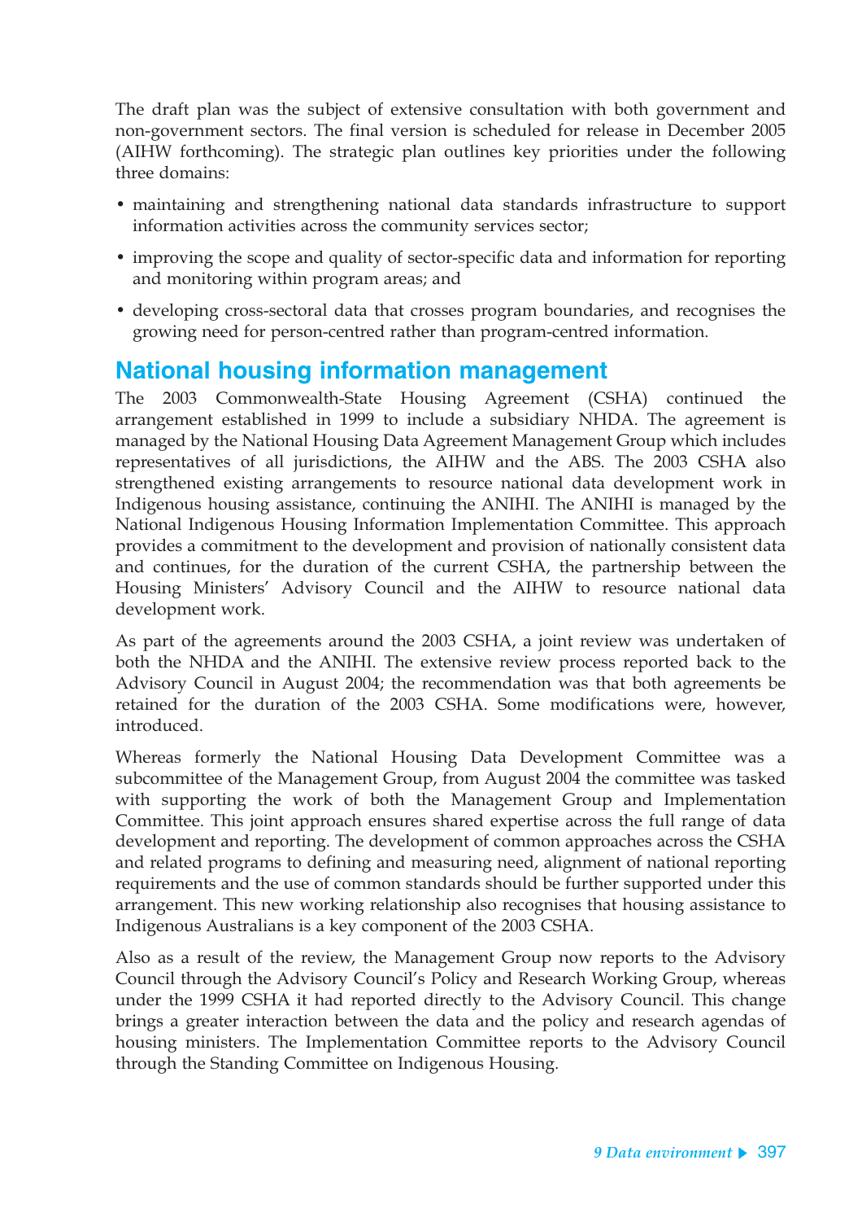The draft plan was the subject of extensive consultation with both government and non-government sectors. The final version is scheduled for release in December 2005 (AIHW forthcoming). The strategic plan outlines key priorities under the following three domains:

- maintaining and strengthening national data standards infrastructure to support information activities across the community services sector;
- improving the scope and quality of sector-specific data and information for reporting and monitoring within program areas; and
- developing cross-sectoral data that crosses program boundaries, and recognises the growing need for person-centred rather than program-centred information.

## National housing information management

The 2003 Commonwealth-State Housing Agreement (CSHA) continued the arrangement established in 1999 to include a subsidiary NHDA. The agreement is managed by the National Housing Data Agreement Management Group which includes representatives of all jurisdictions, the AIHW and the ABS. The 2003 CSHA also strengthened existing arrangements to resource national data development work in Indigenous housing assistance, continuing the ANIHI. The ANIHI is managed by the National Indigenous Housing Information Implementation Committee. This approach provides a commitment to the development and provision of nationally consistent data and continues, for the duration of the current CSHA, the partnership between the Housing Ministers' Advisory Council and the AIHW to resource national data development work.

As part of the agreements around the 2003 CSHA, a joint review was undertaken of both the NHDA and the ANIHI. The extensive review process reported back to the Advisory Council in August 2004; the recommendation was that both agreements be retained for the duration of the 2003 CSHA. Some modifications were, however, introduced.

Whereas formerly the National Housing Data Development Committee was a subcommittee of the Management Group, from August 2004 the committee was tasked with supporting the work of both the Management Group and Implementation Committee. This joint approach ensures shared expertise across the full range of data development and reporting. The development of common approaches across the CSHA and related programs to defining and measuring need, alignment of national reporting requirements and the use of common standards should be further supported under this arrangement. This new working relationship also recognises that housing assistance to Indigenous Australians is a key component of the 2003 CSHA.

Also as a result of the review, the Management Group now reports to the Advisory Council through the Advisory Council's Policy and Research Working Group, whereas under the 1999 CSHA it had reported directly to the Advisory Council. This change brings a greater interaction between the data and the policy and research agendas of housing ministers. The Implementation Committee reports to the Advisory Council through the Standing Committee on Indigenous Housing.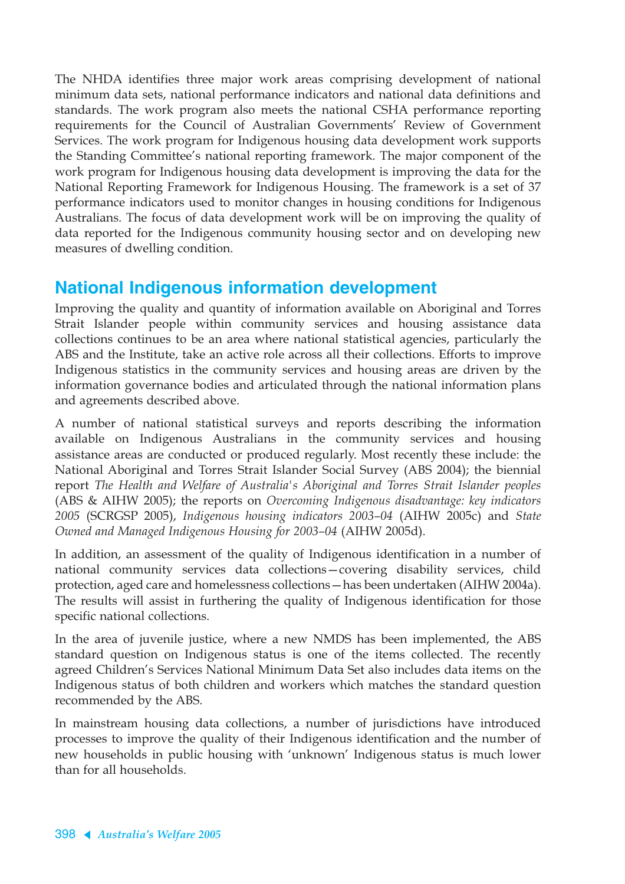The NHDA identifies three major work areas comprising development of national minimum data sets, national performance indicators and national data definitions and standards. The work program also meets the national CSHA performance reporting requirements for the Council of Australian Governments' Review of Government Services. The work program for Indigenous housing data development work supports the Standing Committee's national reporting framework. The major component of the work program for Indigenous housing data development is improving the data for the National Reporting Framework for Indigenous Housing. The framework is a set of 37 performance indicators used to monitor changes in housing conditions for Indigenous Australians. The focus of data development work will be on improving the quality of data reported for the Indigenous community housing sector and on developing new measures of dwelling condition.

## National Indigenous information development

Improving the quality and quantity of information available on Aboriginal and Torres Strait Islander people within community services and housing assistance data collections continues to be an area where national statistical agencies, particularly the ABS and the Institute, take an active role across all their collections. Efforts to improve Indigenous statistics in the community services and housing areas are driven by the information governance bodies and articulated through the national information plans and agreements described above.

A number of national statistical surveys and reports describing the information available on Indigenous Australians in the community services and housing assistance areas are conducted or produced regularly. Most recently these include: the National Aboriginal and Torres Strait Islander Social Survey (ABS 2004); the biennial report *The Health and Welfare of Australia's Aboriginal and Torres Strait Islander peoples* (ABS & AIHW 2005); the reports on *Overcoming Indigenous disadvantage: key indicators 2005* (SCRGSP 2005), *Indigenous housing indicators 2003–04* (AIHW 2005c) and *State Owned and Managed Indigenous Housing for 2003–04* (AIHW 2005d).

In addition, an assessment of the quality of Indigenous identification in a number of national community services data collections—covering disability services, child protection, aged care and homelessness collections—has been undertaken (AIHW 2004a). The results will assist in furthering the quality of Indigenous identification for those specific national collections.

In the area of juvenile justice, where a new NMDS has been implemented, the ABS standard question on Indigenous status is one of the items collected. The recently agreed Children's Services National Minimum Data Set also includes data items on the Indigenous status of both children and workers which matches the standard question recommended by the ABS.

In mainstream housing data collections, a number of jurisdictions have introduced processes to improve the quality of their Indigenous identification and the number of new households in public housing with 'unknown' Indigenous status is much lower than for all households.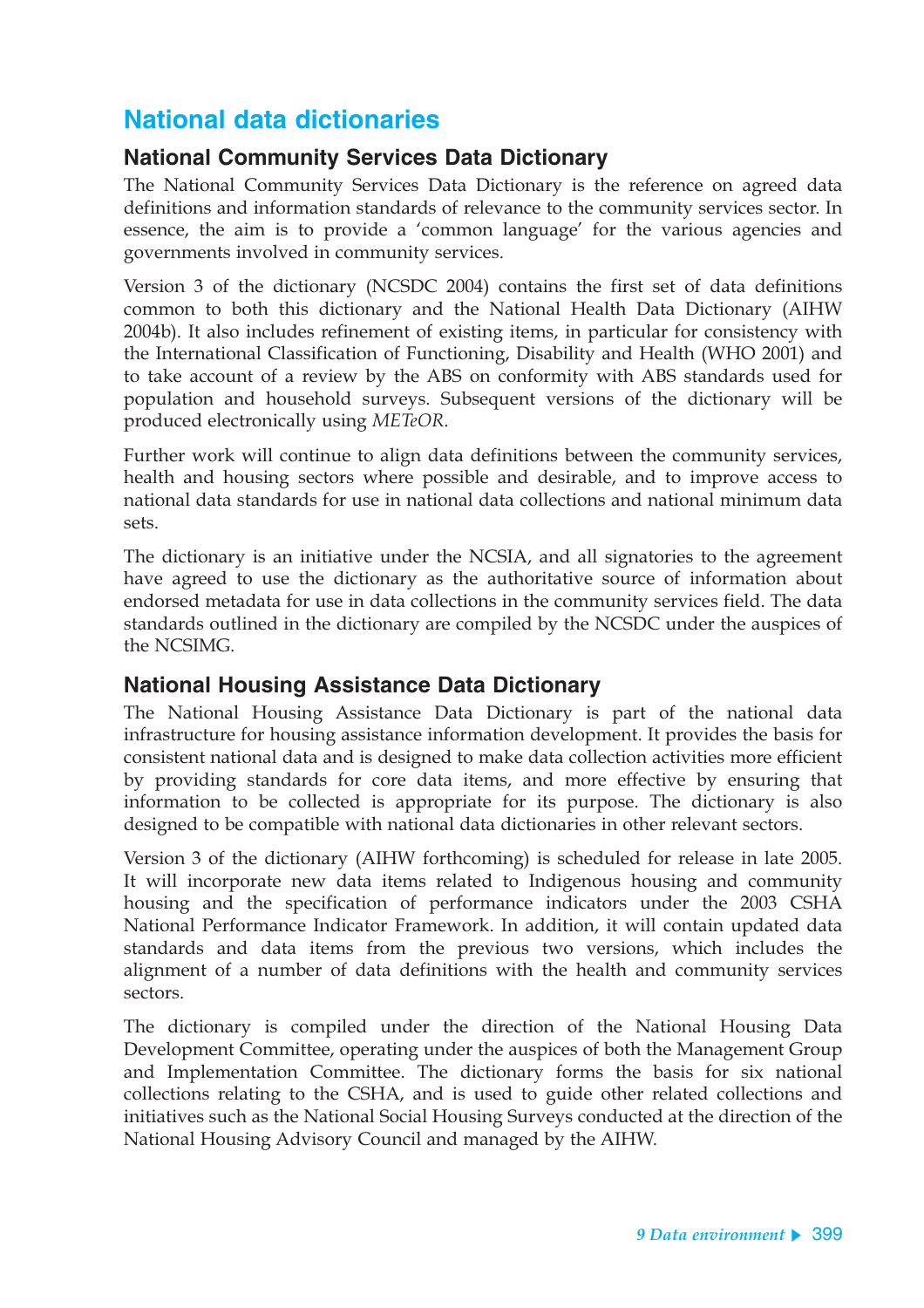## National data dictionaries

### National Community Services Data Dictionary

The National Community Services Data Dictionary is the reference on agreed data definitions and information standards of relevance to the community services sector. In essence, the aim is to provide a 'common language' for the various agencies and governments involved in community services.

Version 3 of the dictionary (NCSDC 2004) contains the first set of data definitions common to both this dictionary and the National Health Data Dictionary (AIHW 2004b). It also includes refinement of existing items, in particular for consistency with the International Classification of Functioning, Disability and Health (WHO 2001) and to take account of a review by the ABS on conformity with ABS standards used for population and household surveys. Subsequent versions of the dictionary will be produced electronically using *METeOR*.

Further work will continue to align data definitions between the community services, health and housing sectors where possible and desirable, and to improve access to national data standards for use in national data collections and national minimum data sets.

The dictionary is an initiative under the NCSIA, and all signatories to the agreement have agreed to use the dictionary as the authoritative source of information about endorsed metadata for use in data collections in the community services field. The data standards outlined in the dictionary are compiled by the NCSDC under the auspices of the NCSIMG.

### National Housing Assistance Data Dictionary

The National Housing Assistance Data Dictionary is part of the national data infrastructure for housing assistance information development. It provides the basis for consistent national data and is designed to make data collection activities more efficient by providing standards for core data items, and more effective by ensuring that information to be collected is appropriate for its purpose. The dictionary is also designed to be compatible with national data dictionaries in other relevant sectors.

Version 3 of the dictionary (AIHW forthcoming) is scheduled for release in late 2005. It will incorporate new data items related to Indigenous housing and community housing and the specification of performance indicators under the 2003 CSHA National Performance Indicator Framework. In addition, it will contain updated data standards and data items from the previous two versions, which includes the alignment of a number of data definitions with the health and community services sectors.

The dictionary is compiled under the direction of the National Housing Data Development Committee, operating under the auspices of both the Management Group and Implementation Committee. The dictionary forms the basis for six national collections relating to the CSHA, and is used to guide other related collections and initiatives such as the National Social Housing Surveys conducted at the direction of the National Housing Advisory Council and managed by the AIHW.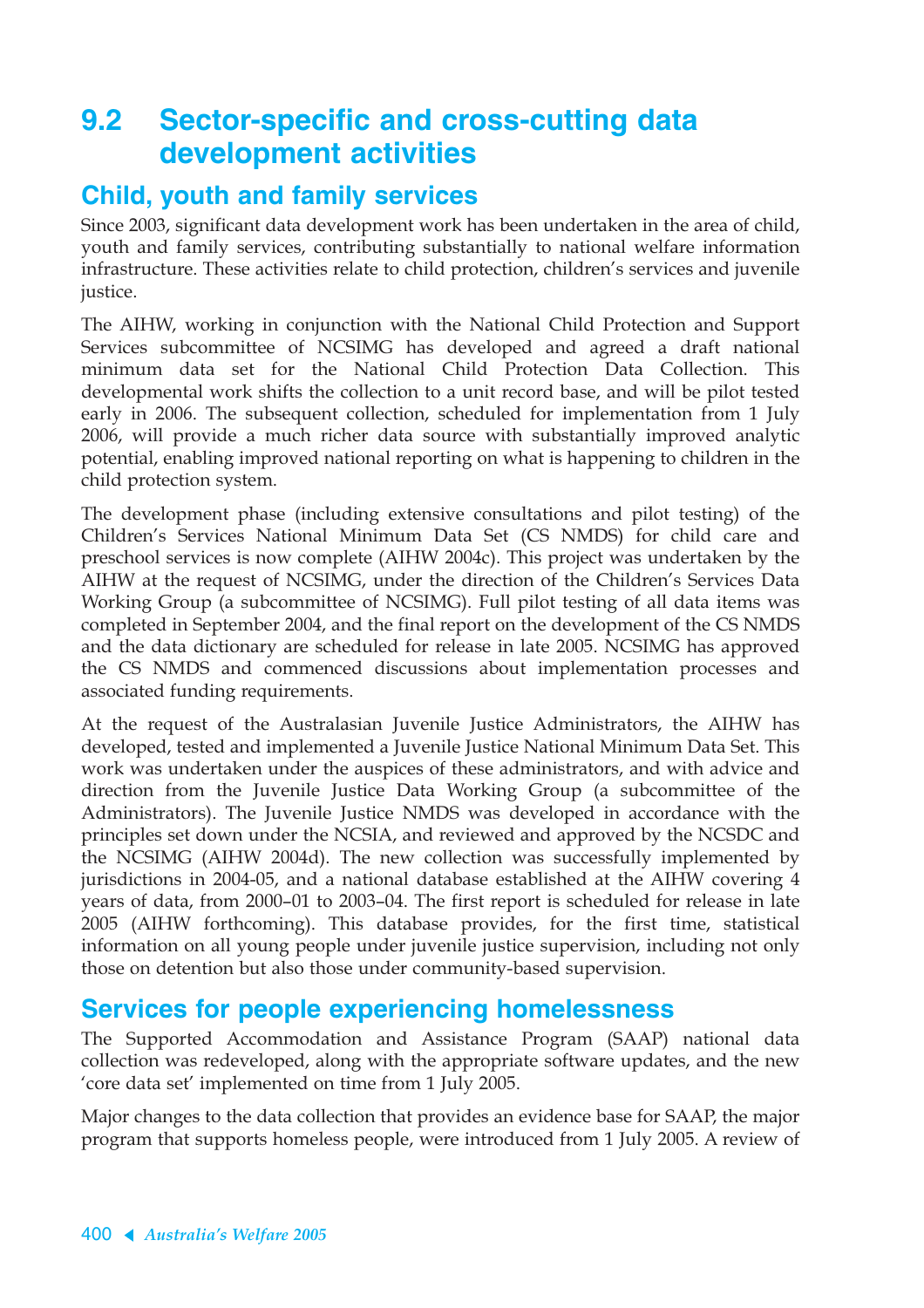# 9.2 Sector-specific and cross-cutting data development activities

## Child, youth and family services

Since 2003, significant data development work has been undertaken in the area of child, youth and family services, contributing substantially to national welfare information infrastructure. These activities relate to child protection, children's services and juvenile justice.

The AIHW, working in conjunction with the National Child Protection and Support Services subcommittee of NCSIMG has developed and agreed a draft national minimum data set for the National Child Protection Data Collection. This developmental work shifts the collection to a unit record base, and will be pilot tested early in 2006. The subsequent collection, scheduled for implementation from 1 July 2006, will provide a much richer data source with substantially improved analytic potential, enabling improved national reporting on what is happening to children in the child protection system.

The development phase (including extensive consultations and pilot testing) of the Children's Services National Minimum Data Set (CS NMDS) for child care and preschool services is now complete (AIHW 2004c). This project was undertaken by the AIHW at the request of NCSIMG, under the direction of the Children's Services Data Working Group (a subcommittee of NCSIMG). Full pilot testing of all data items was completed in September 2004, and the final report on the development of the CS NMDS and the data dictionary are scheduled for release in late 2005. NCSIMG has approved the CS NMDS and commenced discussions about implementation processes and associated funding requirements.

At the request of the Australasian Juvenile Justice Administrators, the AIHW has developed, tested and implemented a Juvenile Justice National Minimum Data Set. This work was undertaken under the auspices of these administrators, and with advice and direction from the Juvenile Justice Data Working Group (a subcommittee of the Administrators). The Juvenile Justice NMDS was developed in accordance with the principles set down under the NCSIA, and reviewed and approved by the NCSDC and the NCSIMG (AIHW 2004d). The new collection was successfully implemented by jurisdictions in 2004-05, and a national database established at the AIHW covering 4 years of data, from 2000–01 to 2003–04. The first report is scheduled for release in late 2005 (AIHW forthcoming). This database provides, for the first time, statistical information on all young people under juvenile justice supervision, including not only those on detention but also those under community-based supervision.

## Services for people experiencing homelessness

The Supported Accommodation and Assistance Program (SAAP) national data collection was redeveloped, along with the appropriate software updates, and the new 'core data set' implemented on time from 1 July 2005.

Major changes to the data collection that provides an evidence base for SAAP, the major program that supports homeless people, were introduced from 1 July 2005. A review of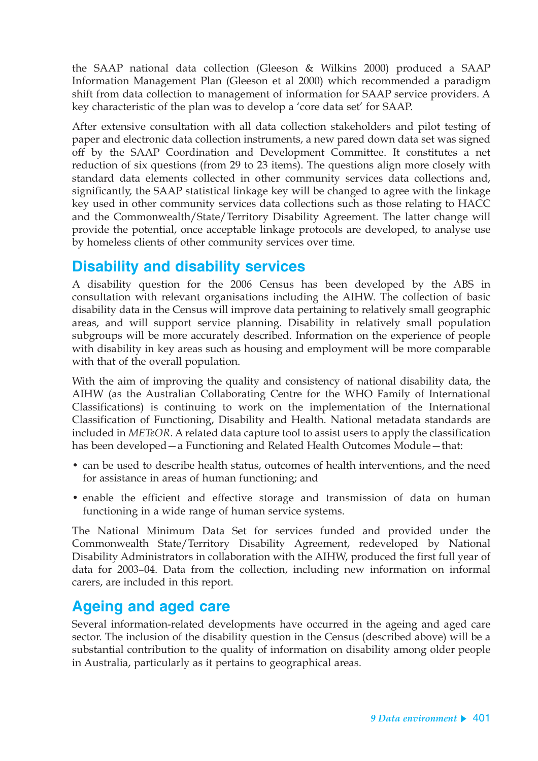the SAAP national data collection (Gleeson & Wilkins 2000) produced a SAAP Information Management Plan (Gleeson et al 2000) which recommended a paradigm shift from data collection to management of information for SAAP service providers. A key characteristic of the plan was to develop a 'core data set' for SAAP.

After extensive consultation with all data collection stakeholders and pilot testing of paper and electronic data collection instruments, a new pared down data set was signed off by the SAAP Coordination and Development Committee. It constitutes a net reduction of six questions (from 29 to 23 items). The questions align more closely with standard data elements collected in other community services data collections and, significantly, the SAAP statistical linkage key will be changed to agree with the linkage key used in other community services data collections such as those relating to HACC and the Commonwealth/State/Territory Disability Agreement. The latter change will provide the potential, once acceptable linkage protocols are developed, to analyse use by homeless clients of other community services over time.

## Disability and disability services

A disability question for the 2006 Census has been developed by the ABS in consultation with relevant organisations including the AIHW. The collection of basic disability data in the Census will improve data pertaining to relatively small geographic areas, and will support service planning. Disability in relatively small population subgroups will be more accurately described. Information on the experience of people with disability in key areas such as housing and employment will be more comparable with that of the overall population.

With the aim of improving the quality and consistency of national disability data, the AIHW (as the Australian Collaborating Centre for the WHO Family of International Classifications) is continuing to work on the implementation of the International Classification of Functioning, Disability and Health. National metadata standards are included in *METeOR*. A related data capture tool to assist users to apply the classification has been developed—a Functioning and Related Health Outcomes Module—that:

- can be used to describe health status, outcomes of health interventions, and the need for assistance in areas of human functioning; and
- enable the efficient and effective storage and transmission of data on human functioning in a wide range of human service systems.

The National Minimum Data Set for services funded and provided under the Commonwealth State/Territory Disability Agreement, redeveloped by National Disability Administrators in collaboration with the AIHW, produced the first full year of data for 2003–04. Data from the collection, including new information on informal carers, are included in this report.

## Ageing and aged care

Several information-related developments have occurred in the ageing and aged care sector. The inclusion of the disability question in the Census (described above) will be a substantial contribution to the quality of information on disability among older people in Australia, particularly as it pertains to geographical areas.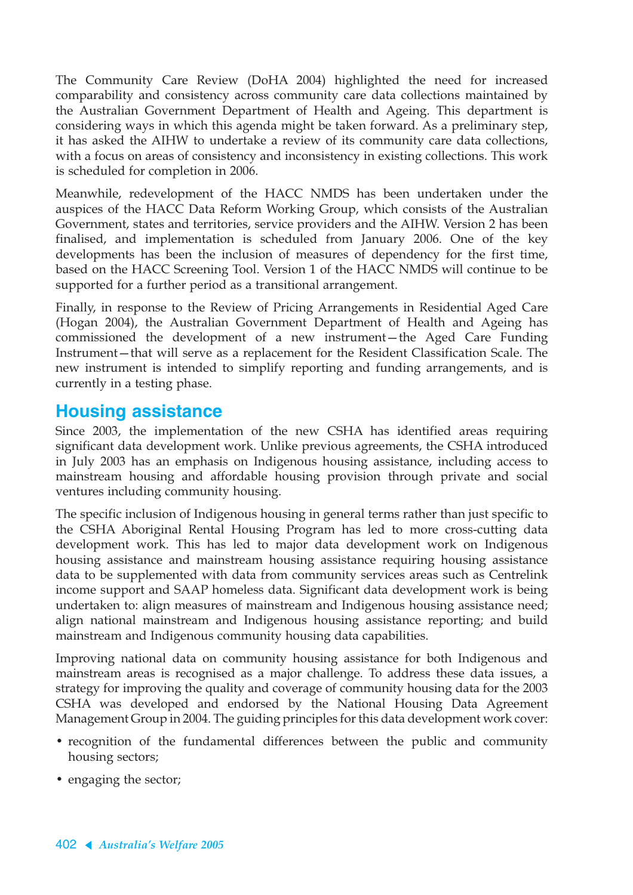The Community Care Review (DoHA 2004) highlighted the need for increased comparability and consistency across community care data collections maintained by the Australian Government Department of Health and Ageing. This department is considering ways in which this agenda might be taken forward. As a preliminary step, it has asked the AIHW to undertake a review of its community care data collections, with a focus on areas of consistency and inconsistency in existing collections. This work is scheduled for completion in 2006.

Meanwhile, redevelopment of the HACC NMDS has been undertaken under the auspices of the HACC Data Reform Working Group, which consists of the Australian Government, states and territories, service providers and the AIHW. Version 2 has been finalised, and implementation is scheduled from January 2006. One of the key developments has been the inclusion of measures of dependency for the first time, based on the HACC Screening Tool. Version 1 of the HACC NMDS will continue to be supported for a further period as a transitional arrangement.

Finally, in response to the Review of Pricing Arrangements in Residential Aged Care (Hogan 2004), the Australian Government Department of Health and Ageing has commissioned the development of a new instrument—the Aged Care Funding Instrument—that will serve as a replacement for the Resident Classification Scale. The new instrument is intended to simplify reporting and funding arrangements, and is currently in a testing phase.

## Housing assistance

Since 2003, the implementation of the new CSHA has identified areas requiring significant data development work. Unlike previous agreements, the CSHA introduced in July 2003 has an emphasis on Indigenous housing assistance, including access to mainstream housing and affordable housing provision through private and social ventures including community housing.

The specific inclusion of Indigenous housing in general terms rather than just specific to the CSHA Aboriginal Rental Housing Program has led to more cross-cutting data development work. This has led to major data development work on Indigenous housing assistance and mainstream housing assistance requiring housing assistance data to be supplemented with data from community services areas such as Centrelink income support and SAAP homeless data. Significant data development work is being undertaken to: align measures of mainstream and Indigenous housing assistance need; align national mainstream and Indigenous housing assistance reporting; and build mainstream and Indigenous community housing data capabilities.

Improving national data on community housing assistance for both Indigenous and mainstream areas is recognised as a major challenge. To address these data issues, a strategy for improving the quality and coverage of community housing data for the 2003 CSHA was developed and endorsed by the National Housing Data Agreement Management Group in 2004. The guiding principles for this data development work cover:

- recognition of the fundamental differences between the public and community housing sectors;
- engaging the sector;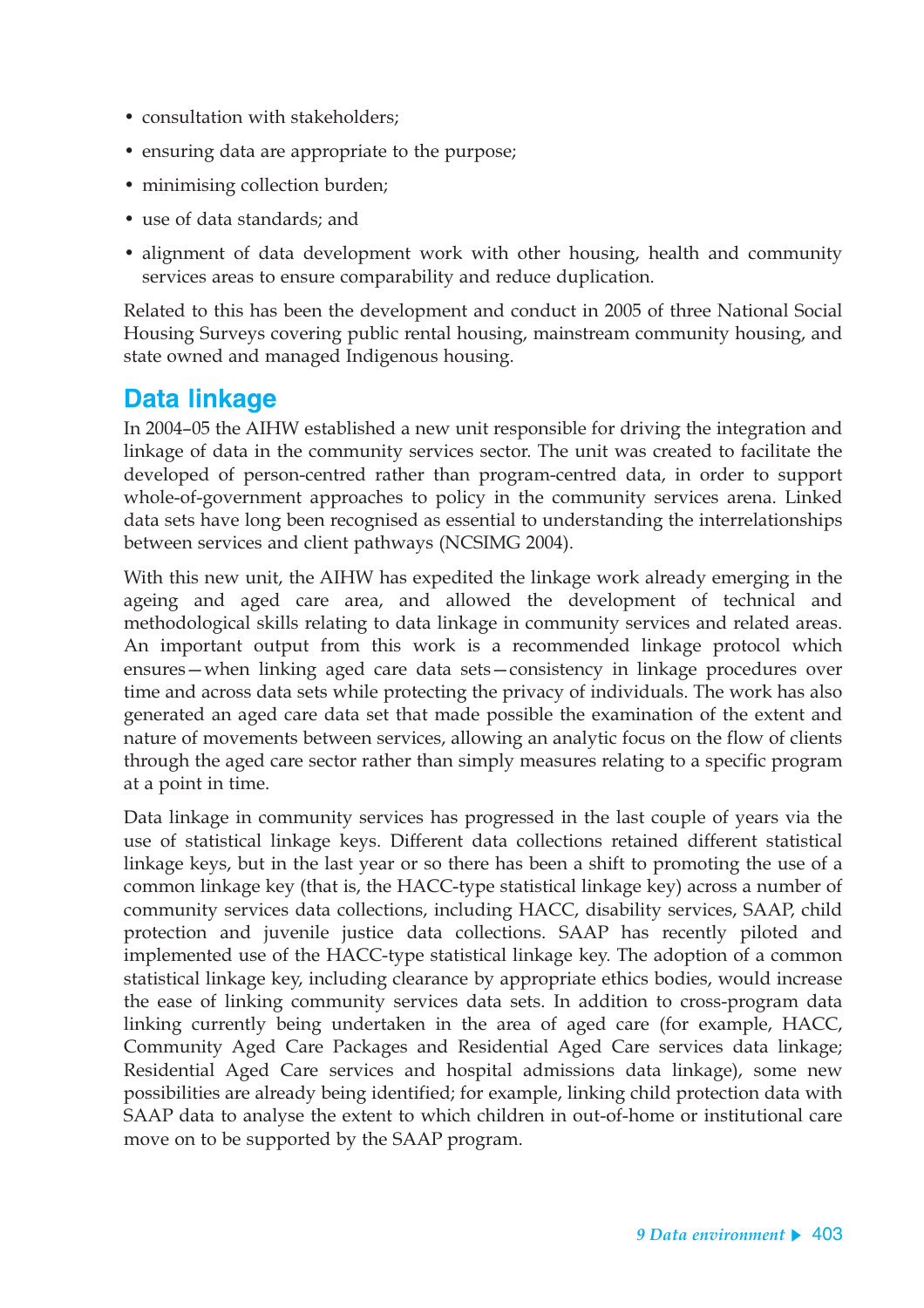- consultation with stakeholders;
- ensuring data are appropriate to the purpose;
- minimising collection burden;
- use of data standards; and
- alignment of data development work with other housing, health and community services areas to ensure comparability and reduce duplication.

Related to this has been the development and conduct in 2005 of three National Social Housing Surveys covering public rental housing, mainstream community housing, and state owned and managed Indigenous housing.

## Data linkage

In 2004–05 the AIHW established a new unit responsible for driving the integration and linkage of data in the community services sector. The unit was created to facilitate the developed of person-centred rather than program-centred data, in order to support whole-of-government approaches to policy in the community services arena. Linked data sets have long been recognised as essential to understanding the interrelationships between services and client pathways (NCSIMG 2004).

With this new unit, the AIHW has expedited the linkage work already emerging in the ageing and aged care area, and allowed the development of technical and methodological skills relating to data linkage in community services and related areas. An important output from this work is a recommended linkage protocol which ensures—when linking aged care data sets—consistency in linkage procedures over time and across data sets while protecting the privacy of individuals. The work has also generated an aged care data set that made possible the examination of the extent and nature of movements between services, allowing an analytic focus on the flow of clients through the aged care sector rather than simply measures relating to a specific program at a point in time.

Data linkage in community services has progressed in the last couple of years via the use of statistical linkage keys. Different data collections retained different statistical linkage keys, but in the last year or so there has been a shift to promoting the use of a common linkage key (that is, the HACC-type statistical linkage key) across a number of community services data collections, including HACC, disability services, SAAP, child protection and juvenile justice data collections. SAAP has recently piloted and implemented use of the HACC-type statistical linkage key. The adoption of a common statistical linkage key, including clearance by appropriate ethics bodies, would increase the ease of linking community services data sets. In addition to cross-program data linking currently being undertaken in the area of aged care (for example, HACC, Community Aged Care Packages and Residential Aged Care services data linkage; Residential Aged Care services and hospital admissions data linkage), some new possibilities are already being identified; for example, linking child protection data with SAAP data to analyse the extent to which children in out-of-home or institutional care move on to be supported by the SAAP program.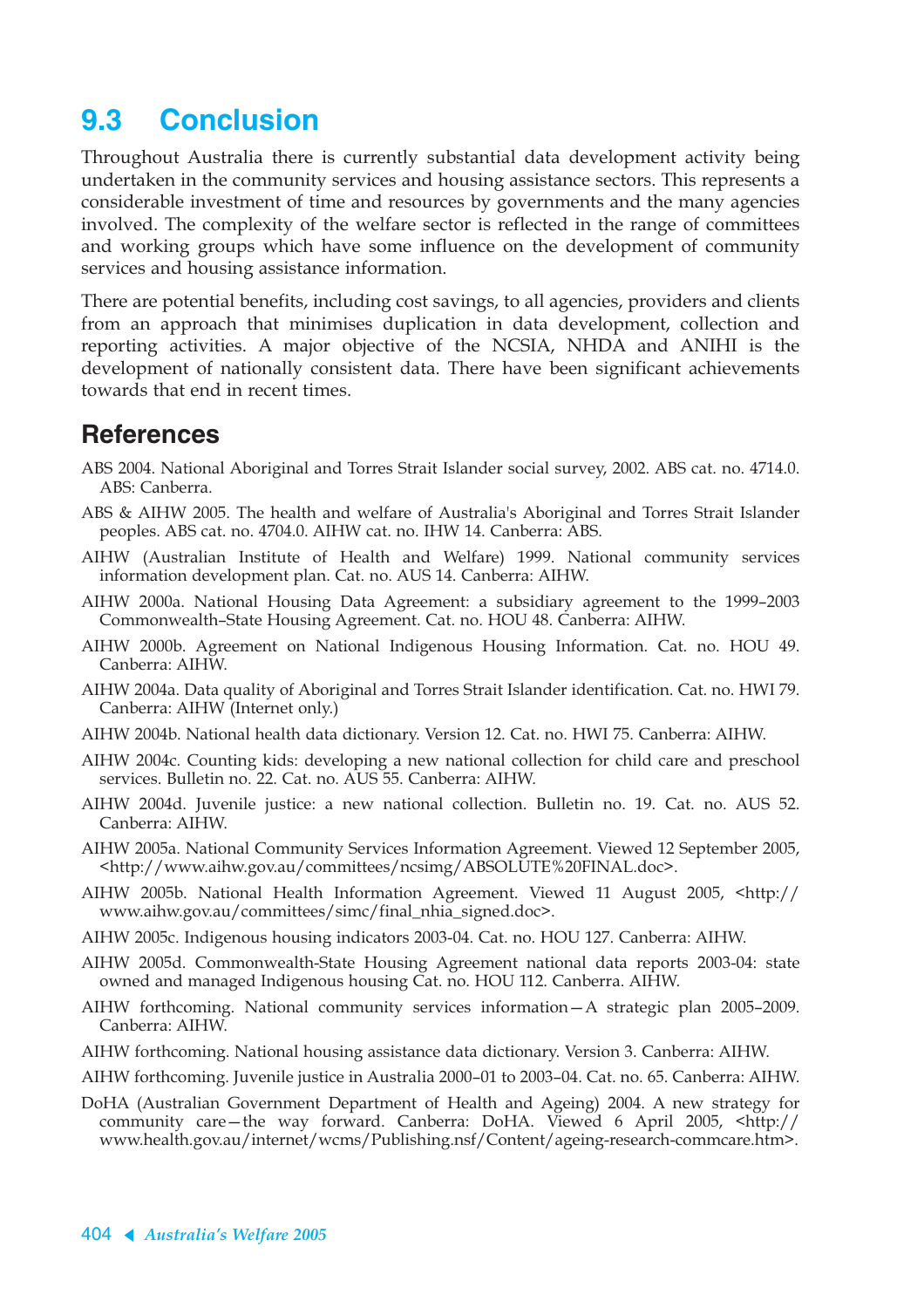## 9.3 Conclusion

Throughout Australia there is currently substantial data development activity being undertaken in the community services and housing assistance sectors. This represents a considerable investment of time and resources by governments and the many agencies involved. The complexity of the welfare sector is reflected in the range of committees and working groups which have some influence on the development of community services and housing assistance information.

There are potential benefits, including cost savings, to all agencies, providers and clients from an approach that minimises duplication in data development, collection and reporting activities. A major objective of the NCSIA, NHDA and ANIHI is the development of nationally consistent data. There have been significant achievements towards that end in recent times.

## References

ABS 2004. National Aboriginal and Torres Strait Islander social survey, 2002. ABS cat. no. 4714.0. ABS: Canberra.

ABS & AIHW 2005. The health and welfare of Australia's Aboriginal and Torres Strait Islander peoples. ABS cat. no. 4704.0. AIHW cat. no. IHW 14. Canberra: ABS.

AIHW (Australian Institute of Health and Welfare) 1999. National community services information development plan. Cat. no. AUS 14. Canberra: AIHW.

AIHW 2000a. National Housing Data Agreement: a subsidiary agreement to the 1999–2003 Commonwealth–State Housing Agreement. Cat. no. HOU 48. Canberra: AIHW.

AIHW 2000b. Agreement on National Indigenous Housing Information. Cat. no. HOU 49. Canberra: AIHW.

AIHW 2004a. Data quality of Aboriginal and Torres Strait Islander identification. Cat. no. HWI 79. Canberra: AIHW (Internet only.)

AIHW 2004b. National health data dictionary. Version 12. Cat. no. HWI 75. Canberra: AIHW.

AIHW 2004c. Counting kids: developing a new national collection for child care and preschool services. Bulletin no. 22. Cat. no. AUS 55. Canberra: AIHW.

AIHW 2004d. Juvenile justice: a new national collection. Bulletin no. 19. Cat. no. AUS 52. Canberra: AIHW.

AIHW 2005a. National Community Services Information Agreement. Viewed 12 September 2005, <http://www.aihw.gov.au/committees/ncsimg/ABSOLUTE%20FINAL.doc>.

AIHW 2005b. National Health Information Agreement. Viewed 11 August 2005, <http://www.aihw.gov.au/committees/simc/final_nhia_signed.doc>.

AIHW 2005c. Indigenous housing indicators 2003-04. Cat. no. HOU 127. Canberra: AIHW.

AIHW 2005d. Commonwealth-State Housing Agreement national data reports 2003-04: state owned and managed Indigenous housing Cat. no. HOU 112. Canberra. AIHW.

AIHW forthcoming. National community services information—A strategic plan 2005–2009. Canberra: AIHW.

AIHW forthcoming. National housing assistance data dictionary. Version 3. Canberra: AIHW.

AIHW forthcoming. Juvenile justice in Australia 2000–01 to 2003–04. Cat. no. 65. Canberra: AIHW.

DoHA (Australian Government Department of Health and Ageing) 2004. A new strategy for community care—the way forward. Canberra: DoHA. Viewed 6 April 2005, <http://www.health.gov.au/internet/wcms/Publishing.nsf/Content/ageing-research-commcare.htm>.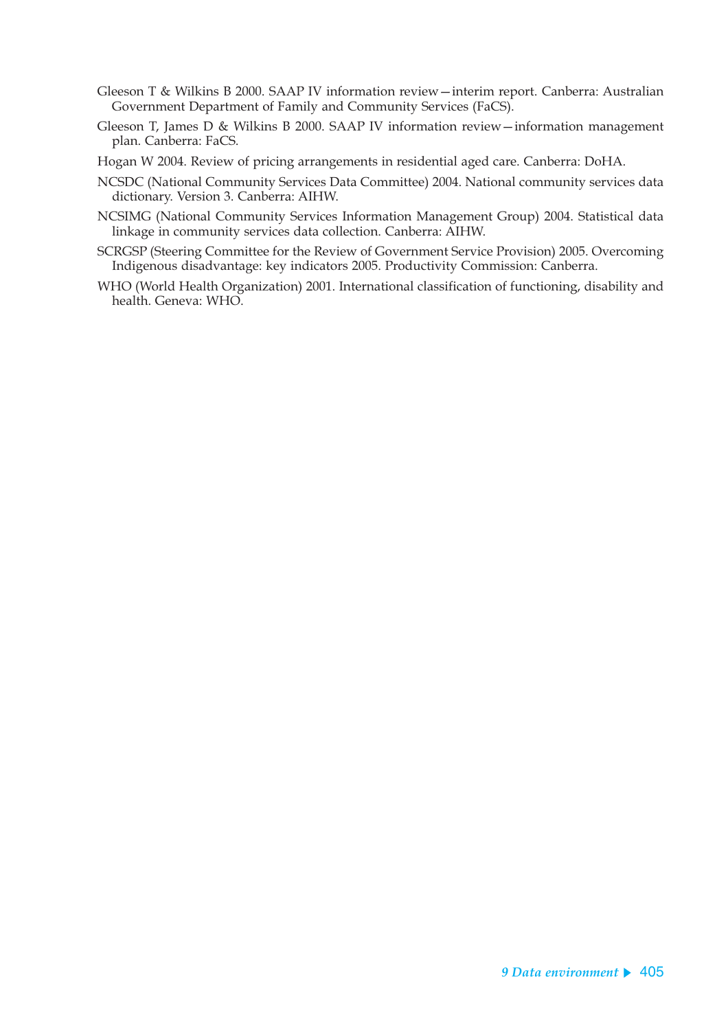Gleeson T & Wilkins B 2000. SAAP IV information review—interim report. Canberra: Australian Government Department of Family and Community Services (FaCS).

Gleeson T, James D & Wilkins B 2000. SAAP IV information review—information management plan. Canberra: FaCS.

Hogan W 2004. Review of pricing arrangements in residential aged care. Canberra: DoHA.

NCSDC (National Community Services Data Committee) 2004. National community services data dictionary. Version 3. Canberra: AIHW.

NCSIMG (National Community Services Information Management Group) 2004. Statistical data linkage in community services data collection. Canberra: AIHW.

SCRGSP (Steering Committee for the Review of Government Service Provision) 2005. Overcoming Indigenous disadvantage: key indicators 2005. Productivity Commission: Canberra.

WHO (World Health Organization) 2001. International classification of functioning, disability and health. Geneva: WHO.